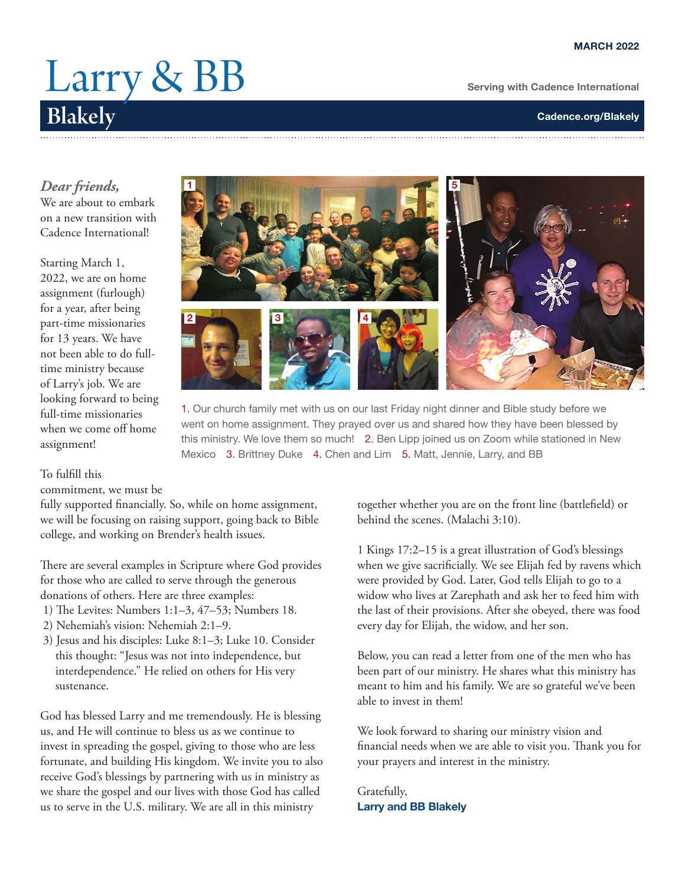MARCH 2022

# Larry & BB Blakely

Serving with Cadence International

Cadence.org/Blakely

*Dear friends,*

We are about to embark on a new transition with Cadence International!

Starting March 1, 2022, we are on home assignment (furlough) for a year, after being part-time missionaries for 13 years. We have not been able to do full-time ministry because of Larry's job. We are looking forward to being full-time missionaries when we come off home assignment!

1. Our church family met with us on our last Friday night dinner and Bible study before we went on home assignment. They prayed over us and shared how they have been blessed by this ministry. We love them so much! 2. Ben Lipp joined us on Zoom while stationed in New Mexico 3. Brittney Duke 4. Chen and Lim 5. Matt, Jennie, Larry, and BB

To fulfill this commitment, we must be fully supported financially. So, while on home assignment, we will be focusing on raising support, going back to Bible college, and working on Brender's health issues.

There are several examples in Scripture where God provides for those who are called to serve through the generous donations of others. Here are three examples:

1) The Levites: Numbers 1:1–3, 47–53; Numbers 18.
2) Nehemiah's vision: Nehemiah 2:1–9.
3) Jesus and his disciples: Luke 8:1–3; Luke 10. Consider this thought: "Jesus was not into independence, but interdependence." He relied on others for His very sustenance.

God has blessed Larry and me tremendously. He is blessing us, and He will continue to bless us as we continue to invest in spreading the gospel, giving to those who are less fortunate, and building His kingdom. We invite you to also receive God's blessings by partnering with us in ministry as we share the gospel and our lives with those God has called us to serve in the U.S. military. We are all in this ministry together whether you are on the front line (battlefield) or behind the scenes. (Malachi 3:10).

1 Kings 17:2–15 is a great illustration of God's blessings when we give sacrificially. We see Elijah fed by ravens which were provided by God. Later, God tells Elijah to go to a widow who lives at Zarephath and ask her to feed him with the last of their provisions. After she obeyed, there was food every day for Elijah, the widow, and her son.

Below, you can read a letter from one of the men who has been part of our ministry. He shares what this ministry has meant to him and his family. We are so grateful we've been able to invest in them!

We look forward to sharing our ministry vision and financial needs when we are able to visit you. Thank you for your prayers and interest in the ministry.

Gratefully,
**Larry and BB Blakely**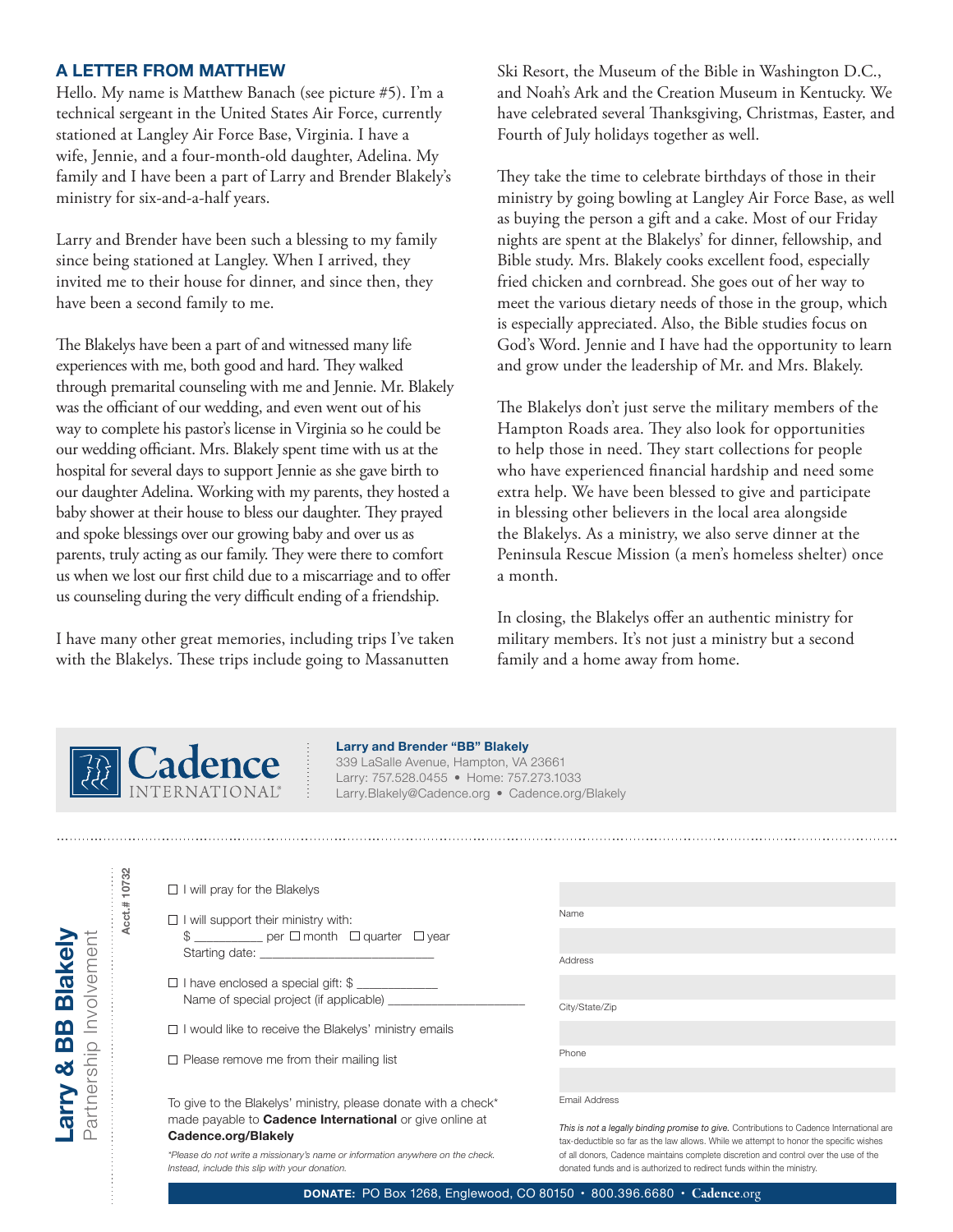## A LETTER FROM MATTHEW

Hello. My name is Matthew Banach (see picture #5). I'm a technical sergeant in the United States Air Force, currently stationed at Langley Air Force Base, Virginia. I have a wife, Jennie, and a four-month-old daughter, Adelina. My family and I have been a part of Larry and Brender Blakely's ministry for six-and-a-half years.

Larry and Brender have been such a blessing to my family since being stationed at Langley. When I arrived, they invited me to their house for dinner, and since then, they have been a second family to me.

The Blakelys have been a part of and witnessed many life experiences with me, both good and hard. They walked through premarital counseling with me and Jennie. Mr. Blakely was the officiant of our wedding, and even went out of his way to complete his pastor's license in Virginia so he could be our wedding officiant. Mrs. Blakely spent time with us at the hospital for several days to support Jennie as she gave birth to our daughter Adelina. Working with my parents, they hosted a baby shower at their house to bless our daughter. They prayed and spoke blessings over our growing baby and over us as parents, truly acting as our family. They were there to comfort us when we lost our first child due to a miscarriage and to offer us counseling during the very difficult ending of a friendship.

I have many other great memories, including trips I've taken with the Blakelys. These trips include going to Massanutten Ski Resort, the Museum of the Bible in Washington D.C., and Noah's Ark and the Creation Museum in Kentucky. We have celebrated several Thanksgiving, Christmas, Easter, and Fourth of July holidays together as well.

They take the time to celebrate birthdays of those in their ministry by going bowling at Langley Air Force Base, as well as buying the person a gift and a cake. Most of our Friday nights are spent at the Blakelys' for dinner, fellowship, and Bible study. Mrs. Blakely cooks excellent food, especially fried chicken and cornbread. She goes out of her way to meet the various dietary needs of those in the group, which is especially appreciated. Also, the Bible studies focus on God's Word. Jennie and I have had the opportunity to learn and grow under the leadership of Mr. and Mrs. Blakely.

The Blakelys don't just serve the military members of the Hampton Roads area. They also look for opportunities to help those in need. They start collections for people who have experienced financial hardship and need some extra help. We have been blessed to give and participate in blessing other believers in the local area alongside the Blakelys. As a ministry, we also serve dinner at the Peninsula Rescue Mission (a men's homeless shelter) once a month.

In closing, the Blakelys offer an authentic ministry for military members. It's not just a ministry but a second family and a home away from home.

Cadence INTERNATIONAL®

**Larry and Brender "BB" Blakely**
339 LaSalle Avenue, Hampton, VA 23661
Larry: 757.528.0455 • Home: 757.273.1033
Larry.Blakely@Cadence.org • Cadence.org/Blakely

---

**Larry & BB Blakely**
Partnership Involvement

**Acct.# 10732**

- ☐ I will pray for the Blakelys
- ☐ I will support their ministry with:
  $ __________ per ☐ month ☐ quarter ☐ year
  Starting date: __________________________
- ☐ I have enclosed a special gift: $ ____________
  Name of special project (if applicable) ____________________
- ☐ I would like to receive the Blakelys' ministry emails
- ☐ Please remove me from their mailing list

To give to the Blakelys' ministry, please donate with a check* made payable to **Cadence International** or give online at **Cadence.org/Blakely**

*\*Please do not write a missionary's name or information anywhere on the check. Instead, include this slip with your donation.*

Name

Address

City/State/Zip

Phone

Email Address

*This is not a legally binding promise to give.* Contributions to Cadence International are tax-deductible so far as the law allows. While we attempt to honor the specific wishes of all donors, Cadence maintains complete discretion and control over the use of the donated funds and is authorized to redirect funds within the ministry.

**DONATE:** PO Box 1268, Englewood, CO 80150 • 800.396.6680 • **Cadence**.org